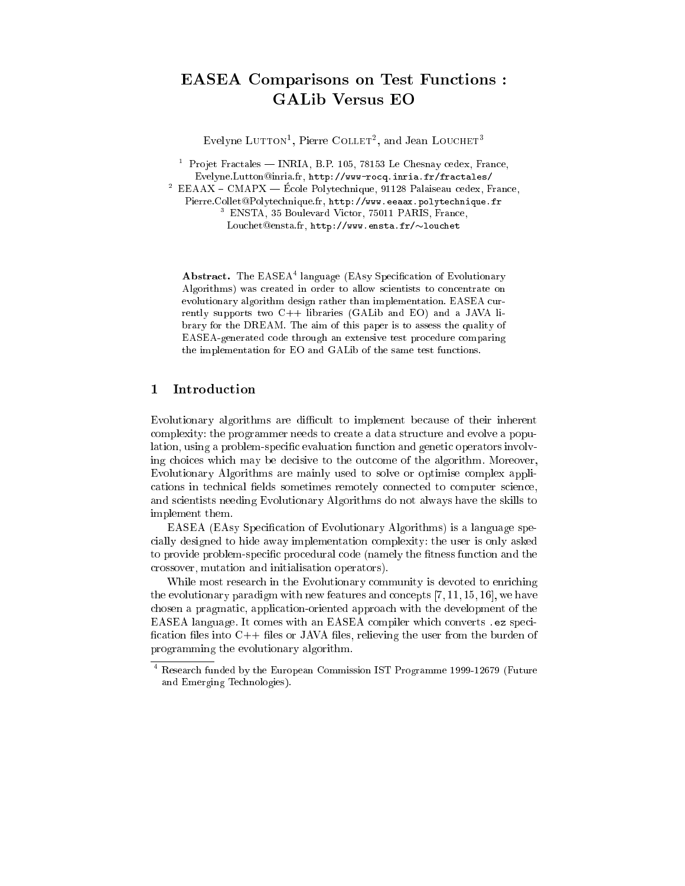# EASEA Comparisons on Test Functions : GALib Versus EO

Evelyne Lutton[1], Pierre Collet[2], and Jean Louchet[3]

[1] Projet Fractales — INRIA, B.P. 105, 78153 Le Chesnay cedex, France, Evelyne.Lutton@inria.fr, `http://www-rocq.inria.fr/fractales/`

[2] EEAAX – CMAPX — École Polytechnique, 91128 Palaiseau cedex, France, Pierre.Collet@Polytechnique.fr, `http://www.eeaax.polytechnique.fr`

[3] ENSTA, 35 Boulevard Victor, 75011 PARIS, France, Louchet@ensta.fr, `http://www.ensta.fr/~louchet`

**Abstract.** The EASEA[4] language (EAsy Specification of Evolutionary Algorithms) was created in order to allow scientists to concentrate on evolutionary algorithm design rather than implementation. EASEA currently supports two C++ libraries (GALib and EO) and a JAVA library for the DREAM. The aim of this paper is to assess the quality of EASEA-generated code through an extensive test procedure comparing the implementation for EO and GALib of the same test functions.

## 1 Introduction

Evolutionary algorithms are difficult to implement because of their inherent complexity: the programmer needs to create a data structure and evolve a population, using a problem-specific evaluation function and genetic operators involving choices which may be decisive to the outcome of the algorithm. Moreover, Evolutionary Algorithms are mainly used to solve or optimise complex applications in technical fields sometimes remotely connected to computer science, and scientists needing Evolutionary Algorithms do not always have the skills to implement them.

EASEA (EAsy Specification of Evolutionary Algorithms) is a language specially designed to hide away implementation complexity: the user is only asked to provide problem-specific procedural code (namely the fitness function and the crossover, mutation and initialisation operators).

While most research in the Evolutionary community is devoted to enriching the evolutionary paradigm with new features and concepts [7, 11, 15, 16], we have chosen a pragmatic, application-oriented approach with the development of the EASEA language. It comes with an EASEA compiler which converts `.ez` specification files into C++ files or JAVA files, relieving the user from the burden of programming the evolutionary algorithm.

[4] Research funded by the European Commission IST Programme 1999-12679 (Future and Emerging Technologies).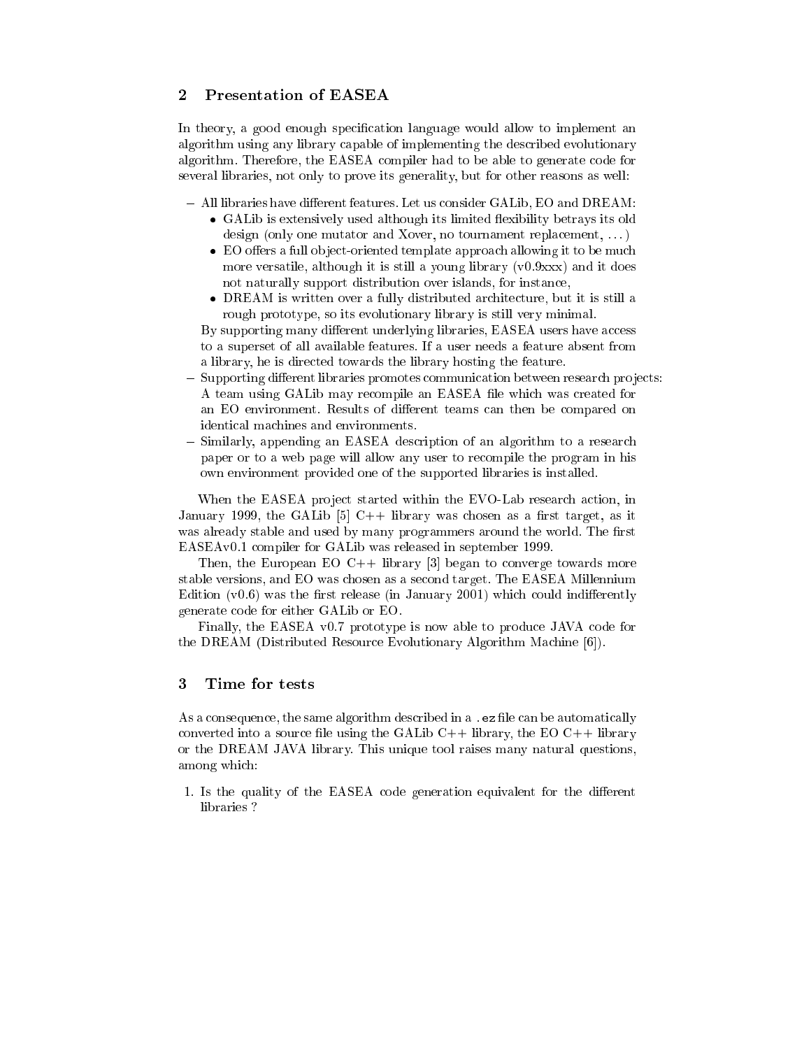## 2 Presentation of EASEA

In theory, a good enough specification language would allow to implement an algorithm using any library capable of implementing the described evolutionary algorithm. Therefore, the EASEA compiler had to be able to generate code for several libraries, not only to prove its generality, but for other reasons as well:

- All libraries have different features. Let us consider GALib, EO and DREAM:
  - GALib is extensively used although its limited flexibility betrays its old design (only one mutator and Xover, no tournament replacement, ...)
  - EO offers a full object-oriented template approach allowing it to be much more versatile, although it is still a young library (v0.9xxx) and it does not naturally support distribution over islands, for instance,
  - DREAM is written over a fully distributed architecture, but it is still a rough prototype, so its evolutionary library is still very minimal.

  By supporting many different underlying libraries, EASEA users have access to a superset of all available features. If a user needs a feature absent from a library, he is directed towards the library hosting the feature.
- Supporting different libraries promotes communication between research projects: A team using GALib may recompile an EASEA file which was created for an EO environment. Results of different teams can then be compared on identical machines and environments.
- Similarly, appending an EASEA description of an algorithm to a research paper or to a web page will allow any user to recompile the program in his own environment provided one of the supported libraries is installed.

When the EASEA project started within the EVO-Lab research action, in January 1999, the GALib [5] C++ library was chosen as a first target, as it was already stable and used by many programmers around the world. The first EASEAv0.1 compiler for GALib was released in september 1999.

Then, the European EO C++ library [3] began to converge towards more stable versions, and EO was chosen as a second target. The EASEA Millennium Edition (v0.6) was the first release (in January 2001) which could indifferently generate code for either GALib or EO.

Finally, the EASEA v0.7 prototype is now able to produce JAVA code for the DREAM (Distributed Resource Evolutionary Algorithm Machine [6]).

## 3 Time for tests

As a consequence, the same algorithm described in a `.ez` file can be automatically converted into a source file using the GALib C++ library, the EO C++ library or the DREAM JAVA library. This unique tool raises many natural questions, among which:

1. Is the quality of the EASEA code generation equivalent for the different libraries ?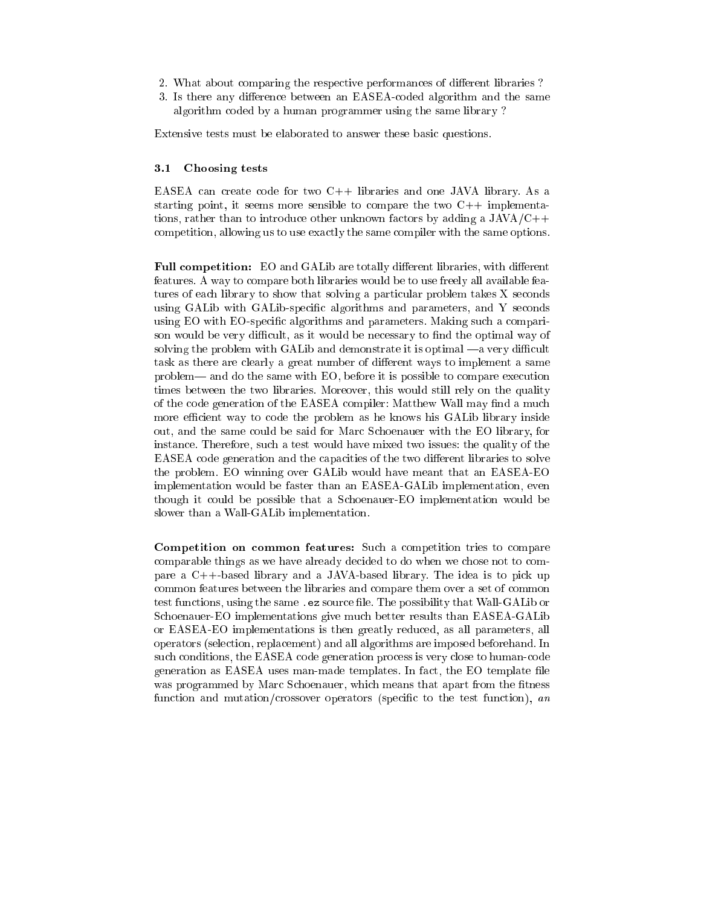2. What about comparing the respective performances of different libraries ?
3. Is there any difference between an EASEA-coded algorithm and the same algorithm coded by a human programmer using the same library ?

Extensive tests must be elaborated to answer these basic questions.

### 3.1 Choosing tests

EASEA can create code for two C++ libraries and one JAVA library. As a starting point, it seems more sensible to compare the two C++ implementations, rather than to introduce other unknown factors by adding a JAVA/C++ competition, allowing us to use exactly the same compiler with the same options.

**Full competition:** EO and GALib are totally different libraries, with different features. A way to compare both libraries would be to use freely all available features of each library to show that solving a particular problem takes X seconds using GALib with GALib-specific algorithms and parameters, and Y seconds using EO with EO-specific algorithms and parameters. Making such a comparison would be very difficult, as it would be necessary to find the optimal way of solving the problem with GALib and demonstrate it is optimal —a very difficult task as there are clearly a great number of different ways to implement a same problem— and do the same with EO, before it is possible to compare execution times between the two libraries. Moreover, this would still rely on the quality of the code generation of the EASEA compiler: Matthew Wall may find a much more efficient way to code the problem as he knows his GALib library inside out, and the same could be said for Marc Schoenauer with the EO library, for instance. Therefore, such a test would have mixed two issues: the quality of the EASEA code generation and the capacities of the two different libraries to solve the problem. EO winning over GALib would have meant that an EASEA-EO implementation would be faster than an EASEA-GALib implementation, even though it could be possible that a Schoenauer-EO implementation would be slower than a Wall-GALib implementation.

**Competition on common features:** Such a competition tries to compare comparable things as we have already decided to do when we chose not to compare a C++-based library and a JAVA-based library. The idea is to pick up common features between the libraries and compare them over a set of common test functions, using the same `.ez` source file. The possibility that Wall-GALib or Schoenauer-EO implementations give much better results than EASEA-GALib or EASEA-EO implementations is then greatly reduced, as all parameters, all operators (selection, replacement) and all algorithms are imposed beforehand. In such conditions, the EASEA code generation process is very close to human-code generation as EASEA uses man-made templates. In fact, the EO template file was programmed by Marc Schoenauer, which means that apart from the fitness function and mutation/crossover operators (specific to the test function), *an*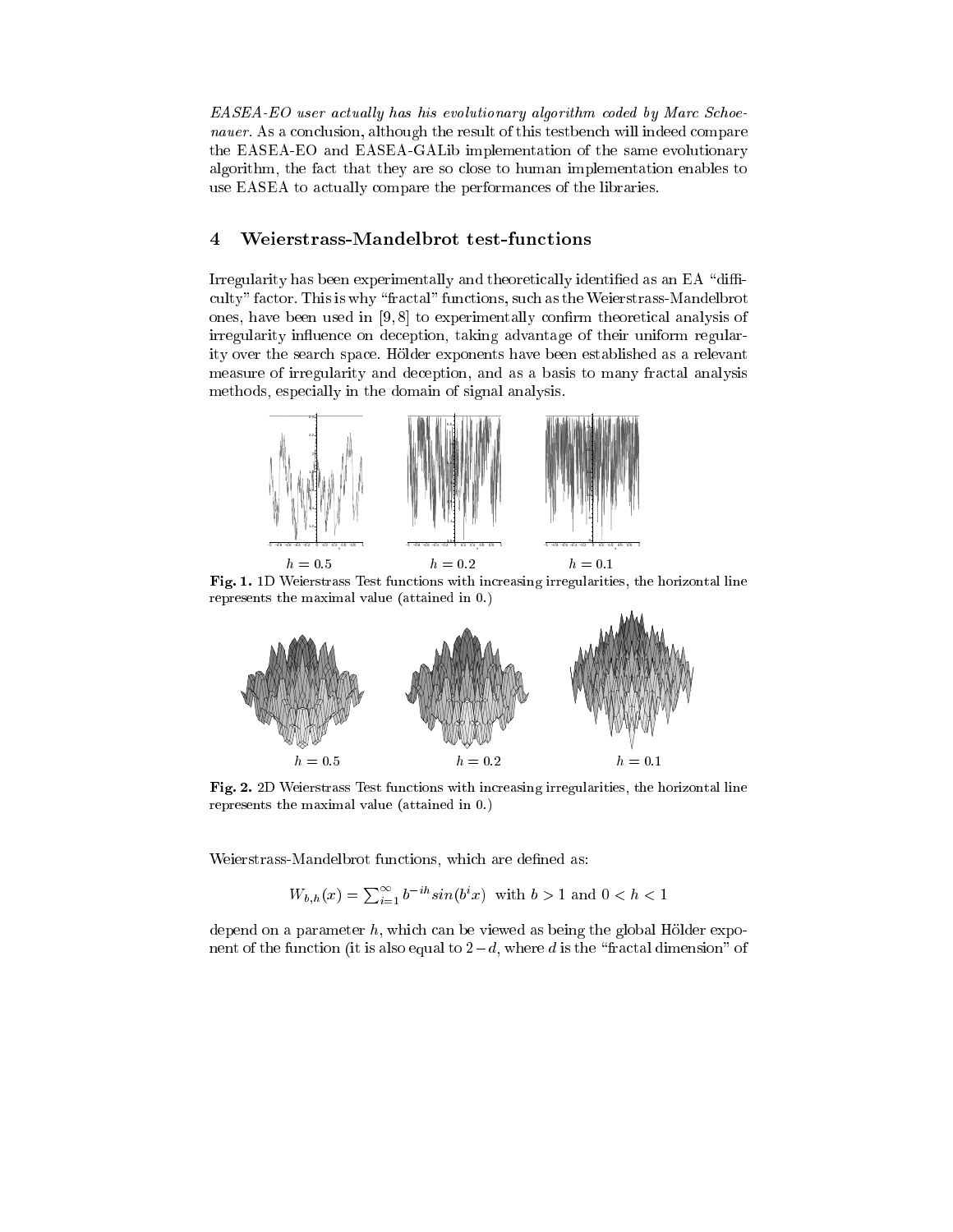*EASEA-EO user actually has his evolutionary algorithm coded by Marc Schoenauer.* As a conclusion, although the result of this testbench will indeed compare the EASEA-EO and EASEA-GALib implementation of the same evolutionary algorithm, the fact that they are so close to human implementation enables to use EASEA to actually compare the performances of the libraries.

## 4 Weierstrass-Mandelbrot test-functions

Irregularity has been experimentally and theoretically identified as an EA "difficulty" factor. This is why "fractal" functions, such as the Weierstrass-Mandelbrot ones, have been used in [9, 8] to experimentally confirm theoretical analysis of irregularity influence on deception, taking advantage of their uniform regularity over the search space. Hölder exponents have been established as a relevant measure of irregularity and deception, and as a basis to many fractal analysis methods, especially in the domain of signal analysis.

$h = 0.5$ $h = 0.2$ $h = 0.1$

**Fig. 1.** 1D Weierstrass Test functions with increasing irregularities, the horizontal line represents the maximal value (attained in 0.)

$h = 0.5$ $h = 0.2$ $h = 0.1$

**Fig. 2.** 2D Weierstrass Test functions with increasing irregularities, the horizontal line represents the maximal value (attained in 0.)

Weierstrass-Mandelbrot functions, which are defined as:

$$W_{b,h}(x) = \sum_{i=1}^{\infty} b^{-ih} sin(b^i x) \ \text{ with } b > 1 \text{ and } 0 < h < 1$$

depend on a parameter $h$, which can be viewed as being the global Hölder exponent of the function (it is also equal to $2-d$, where $d$ is the "fractal dimension" of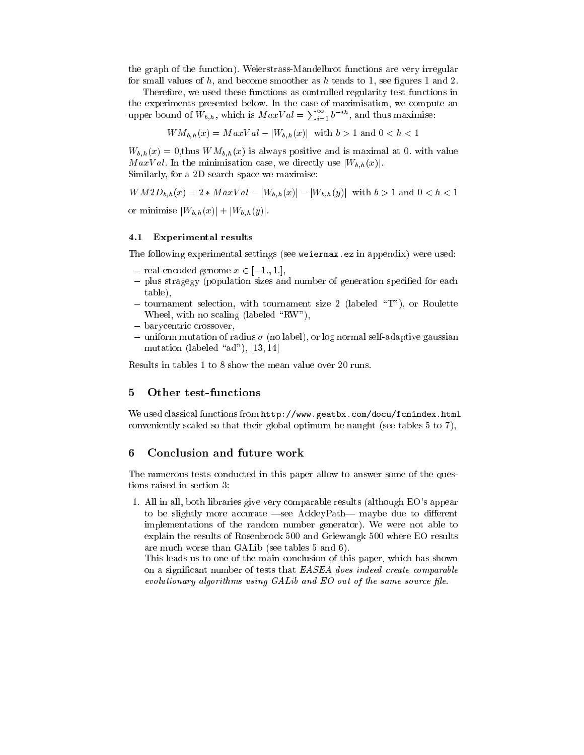the graph of the function). Weierstrass-Mandelbrot functions are very irregular for small values of $h$, and become smoother as $h$ tends to 1, see figures 1 and 2.

Therefore, we used these functions as controlled regularity test functions in the experiments presented below. In the case of maximisation, we compute an upper bound of $W_{b,h}$, which is $MaxVal = \sum_{i=1}^{\infty} b^{-ih}$, and thus maximise:

$$WM_{b,h}(x) = MaxVal - |W_{b,h}(x)| \text{ with } b > 1 \text{ and } 0 < h < 1$$

$W_{b,h}(x) = 0$,thus $WM_{b,h}(x)$ is always positive and is maximal at 0. with value $MaxVal$. In the minimisation case, we directly use $|W_{b,h}(x)|$.
Similarly, for a 2D search space we maximise:

$$WM2D_{b,h}(x) = 2 * MaxVal - |W_{b,h}(x)| - |W_{b,h}(y)| \text{ with } b > 1 \text{ and } 0 < h < 1$$

or minimise $|W_{b,h}(x)| + |W_{b,h}(y)|$.

### 4.1 Experimental results

The following experimental settings (see `weiermax.ez` in appendix) were used:

- real-encoded genome $x \in [-1., 1.]$,
- plus stragegy (population sizes and number of generation specified for each table),
- tournament selection, with tournament size 2 (labeled "T"), or Roulette Wheel, with no scaling (labeled "RW"),
- barycentric crossover,
- uniform mutation of radius $\sigma$ (no label), or log normal self-adaptive gaussian mutation (labeled "ad"), [13, 14]

Results in tables 1 to 8 show the mean value over 20 runs.

## 5 Other test-functions

We used classical functions from `http://www.geatbx.com/docu/fcnindex.html` conveniently scaled so that their global optimum be naught (see tables 5 to 7),

## 6 Conclusion and future work

The numerous tests conducted in this paper allow to answer some of the questions raised in section 3:

1. All in all, both libraries give very comparable results (although EO's appear to be slightly more accurate —see AckleyPath— maybe due to different implementations of the random number generator). We were not able to explain the results of Rosenbrock 500 and Griewangk 500 where EO results are much worse than GALib (see tables 5 and 6).
   This leads us to one of the main conclusion of this paper, which has shown on a significant number of tests that *EASEA does indeed create comparable evolutionary algorithms using GALib and EO out of the same source file*.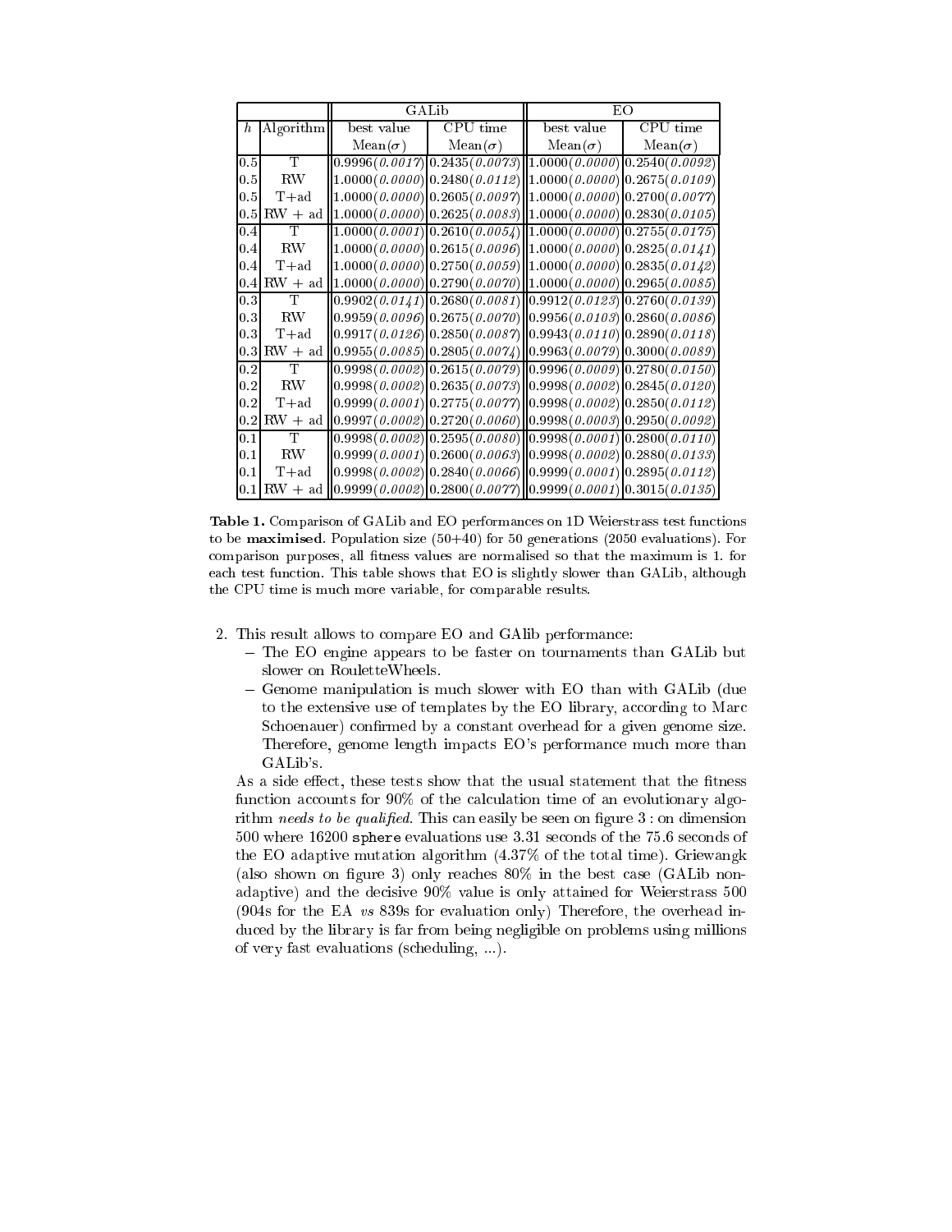| | | GALib | | EO | |
|---|---|---|---|---|---|
| $h$ | Algorithm | best value | CPU time | best value | CPU time |
| | | Mean($\sigma$) | Mean($\sigma$) | Mean($\sigma$) | Mean($\sigma$) |
| 0.5 | T | 0.9996(*0.0017*) | 0.2435(*0.0073*) | 1.0000(*0.0000*) | 0.2540(*0.0092*) |
| 0.5 | RW | 1.0000(*0.0000*) | 0.2480(*0.0112*) | 1.0000(*0.0000*) | 0.2675(*0.0109*) |
| 0.5 | T+ad | 1.0000(*0.0000*) | 0.2605(*0.0097*) | 1.0000(*0.0000*) | 0.2700(*0.0077*) |
| 0.5 | RW + ad | 1.0000(*0.0000*) | 0.2625(*0.0083*) | 1.0000(*0.0000*) | 0.2830(*0.0105*) |
| 0.4 | T | 1.0000(*0.0001*) | 0.2610(*0.0054*) | 1.0000(*0.0000*) | 0.2755(*0.0175*) |
| 0.4 | RW | 1.0000(*0.0000*) | 0.2615(*0.0096*) | 1.0000(*0.0000*) | 0.2825(*0.0141*) |
| 0.4 | T+ad | 1.0000(*0.0000*) | 0.2750(*0.0059*) | 1.0000(*0.0000*) | 0.2835(*0.0142*) |
| 0.4 | RW + ad | 1.0000(*0.0000*) | 0.2790(*0.0070*) | 1.0000(*0.0000*) | 0.2965(*0.0085*) |
| 0.3 | T | 0.9902(*0.0141*) | 0.2680(*0.0081*) | 0.9912(*0.0123*) | 0.2760(*0.0139*) |
| 0.3 | RW | 0.9959(*0.0096*) | 0.2675(*0.0070*) | 0.9956(*0.0103*) | 0.2860(*0.0086*) |
| 0.3 | T+ad | 0.9917(*0.0126*) | 0.2850(*0.0087*) | 0.9943(*0.0110*) | 0.2890(*0.0118*) |
| 0.3 | RW + ad | 0.9955(*0.0085*) | 0.2805(*0.0074*) | 0.9963(*0.0079*) | 0.3000(*0.0089*) |
| 0.2 | T | 0.9998(*0.0002*) | 0.2615(*0.0079*) | 0.9996(*0.0009*) | 0.2780(*0.0150*) |
| 0.2 | RW | 0.9998(*0.0002*) | 0.2635(*0.0073*) | 0.9998(*0.0002*) | 0.2845(*0.0120*) |
| 0.2 | T+ad | 0.9999(*0.0001*) | 0.2775(*0.0077*) | 0.9998(*0.0002*) | 0.2850(*0.0112*) |
| 0.2 | RW + ad | 0.9997(*0.0002*) | 0.2720(*0.0060*) | 0.9998(*0.0003*) | 0.2950(*0.0092*) |
| 0.1 | T | 0.9998(*0.0002*) | 0.2595(*0.0080*) | 0.9998(*0.0001*) | 0.2800(*0.0110*) |
| 0.1 | RW | 0.9999(*0.0001*) | 0.2600(*0.0063*) | 0.9998(*0.0002*) | 0.2880(*0.0133*) |
| 0.1 | T+ad | 0.9998(*0.0002*) | 0.2840(*0.0066*) | 0.9999(*0.0001*) | 0.2895(*0.0112*) |
| 0.1 | RW + ad | 0.9999(*0.0002*) | 0.2800(*0.0077*) | 0.9999(*0.0001*) | 0.3015(*0.0135*) |

**Table 1.** Comparison of GALib and EO performances on 1D Weierstrass test functions to be **maximised**. Population size (50+40) for 50 generations (2050 evaluations). For comparison purposes, all fitness values are normalised so that the maximum is 1. for each test function. This table shows that EO is slightly slower than GALib, although the CPU time is much more variable, for comparable results.

2. This result allows to compare EO and GAlib performance:
   - The EO engine appears to be faster on tournaments than GALib but slower on RouletteWheels.
   - Genome manipulation is much slower with EO than with GALib (due to the extensive use of templates by the EO library, according to Marc Schoenauer) confirmed by a constant overhead for a given genome size. Therefore, genome length impacts EO's performance much more than GALib's.

   As a side effect, these tests show that the usual statement that the fitness function accounts for 90% of the calculation time of an evolutionary algorithm *needs to be qualified*. This can easily be seen on figure 3 : on dimension 500 where 16200 `sphere` evaluations use 3.31 seconds of the 75.6 seconds of the EO adaptive mutation algorithm (4.37% of the total time). Griewangk (also shown on figure 3) only reaches 80% in the best case (GALib non-adaptive) and the decisive 90% value is only attained for Weierstrass 500 (904s for the EA *vs* 839s for evaluation only) Therefore, the overhead induced by the library is far from being negligible on problems using millions of very fast evaluations (scheduling, ...).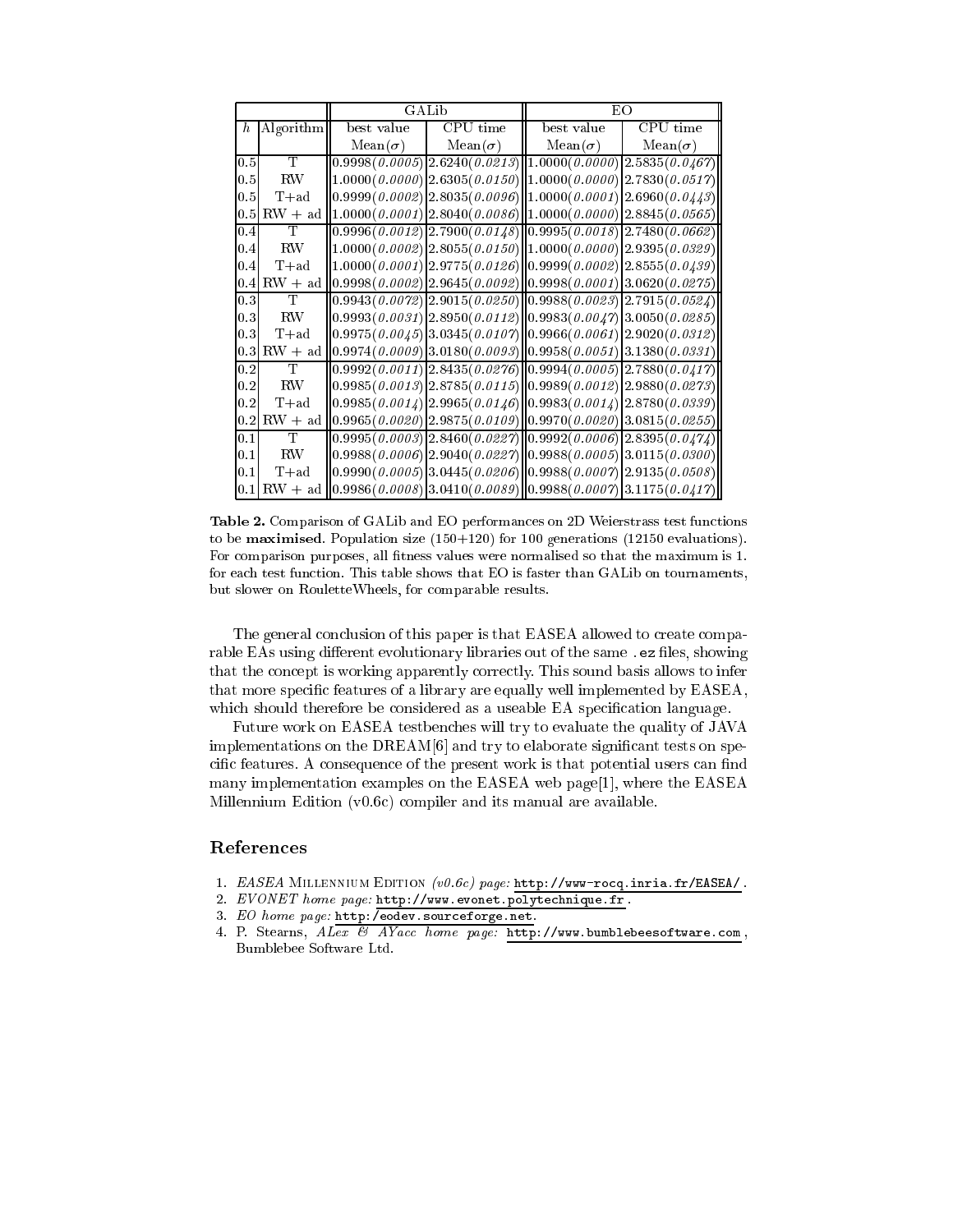| | | GALib | | EO | |
|---|---|---|---|---|---|
| $h$ | Algorithm | best value | CPU time | best value | CPU time |
| | | Mean($\sigma$) | Mean($\sigma$) | Mean($\sigma$) | Mean($\sigma$) |
| 0.5 | T | 0.9998(*0.0005*) | 2.6240(*0.0213*) | 1.0000(*0.0000*) | 2.5835(*0.0467*) |
| 0.5 | RW | 1.0000(*0.0000*) | 2.6305(*0.0150*) | 1.0000(*0.0000*) | 2.7830(*0.0517*) |
| 0.5 | T+ad | 0.9999(*0.0002*) | 2.8035(*0.0096*) | 1.0000(*0.0001*) | 2.6960(*0.0443*) |
| 0.5 | RW + ad | 1.0000(*0.0001*) | 2.8040(*0.0086*) | 1.0000(*0.0000*) | 2.8845(*0.0565*) |
| 0.4 | T | 0.9996(*0.0012*) | 2.7900(*0.0148*) | 0.9995(*0.0018*) | 2.7480(*0.0662*) |
| 0.4 | RW | 1.0000(*0.0002*) | 2.8055(*0.0150*) | 1.0000(*0.0000*) | 2.9395(*0.0329*) |
| 0.4 | T+ad | 1.0000(*0.0001*) | 2.9775(*0.0126*) | 0.9999(*0.0002*) | 2.8555(*0.0439*) |
| 0.4 | RW + ad | 0.9998(*0.0002*) | 2.9645(*0.0092*) | 0.9998(*0.0001*) | 3.0620(*0.0275*) |
| 0.3 | T | 0.9943(*0.0072*) | 2.9015(*0.0250*) | 0.9988(*0.0023*) | 2.7915(*0.0524*) |
| 0.3 | RW | 0.9993(*0.0031*) | 2.8950(*0.0112*) | 0.9983(*0.0047*) | 3.0050(*0.0285*) |
| 0.3 | T+ad | 0.9975(*0.0045*) | 3.0345(*0.0107*) | 0.9966(*0.0061*) | 2.9020(*0.0312*) |
| 0.3 | RW + ad | 0.9974(*0.0009*) | 3.0180(*0.0093*) | 0.9958(*0.0051*) | 3.1380(*0.0331*) |
| 0.2 | T | 0.9992(*0.0011*) | 2.8435(*0.0276*) | 0.9994(*0.0005*) | 2.7880(*0.0417*) |
| 0.2 | RW | 0.9985(*0.0013*) | 2.8785(*0.0115*) | 0.9989(*0.0012*) | 2.9880(*0.0273*) |
| 0.2 | T+ad | 0.9985(*0.0014*) | 2.9965(*0.0146*) | 0.9983(*0.0014*) | 2.8780(*0.0339*) |
| 0.2 | RW + ad | 0.9965(*0.0020*) | 2.9875(*0.0109*) | 0.9970(*0.0020*) | 3.0815(*0.0255*) |
| 0.1 | T | 0.9995(*0.0003*) | 2.8460(*0.0227*) | 0.9992(*0.0006*) | 2.8395(*0.0474*) |
| 0.1 | RW | 0.9988(*0.0006*) | 2.9040(*0.0227*) | 0.9988(*0.0005*) | 3.0115(*0.0300*) |
| 0.1 | T+ad | 0.9990(*0.0005*) | 3.0445(*0.0206*) | 0.9988(*0.0007*) | 2.9135(*0.0508*) |
| 0.1 | RW + ad | 0.9986(*0.0008*) | 3.0410(*0.0089*) | 0.9988(*0.0007*) | 3.1175(*0.0417*) |

**Table 2.** Comparison of GALib and EO performances on 2D Weierstrass test functions to be **maximised**. Population size (150+120) for 100 generations (12150 evaluations). For comparison purposes, all fitness values were normalised so that the maximum is 1. for each test function. This table shows that EO is faster than GALib on tournaments, but slower on RouletteWheels, for comparable results.

The general conclusion of this paper is that EASEA allowed to create comparable EAs using different evolutionary libraries out of the same `.ez` files, showing that the concept is working apparently correctly. This sound basis allows to infer that more specific features of a library are equally well implemented by EASEA, which should therefore be considered as a useable EA specification language.

Future work on EASEA testbenches will try to evaluate the quality of JAVA implementations on the DREAM[6] and try to elaborate significant tests on specific features. A consequence of the present work is that potential users can find many implementation examples on the EASEA web page[1], where the EASEA Millennium Edition (v0.6c) compiler and its manual are available.

## References

1. *EASEA* Millennium Edition *(v0.6c) page:* `http://www-rocq.inria.fr/EASEA/`.
2. *EVONET home page:* `http://www.evonet.polytechnique.fr`.
3. *EO home page:* `http:/eodev.sourceforge.net`.
4. P. Stearns, *ALex & AYacc home page:* `http://www.bumblebeesoftware.com`, Bumblebee Software Ltd.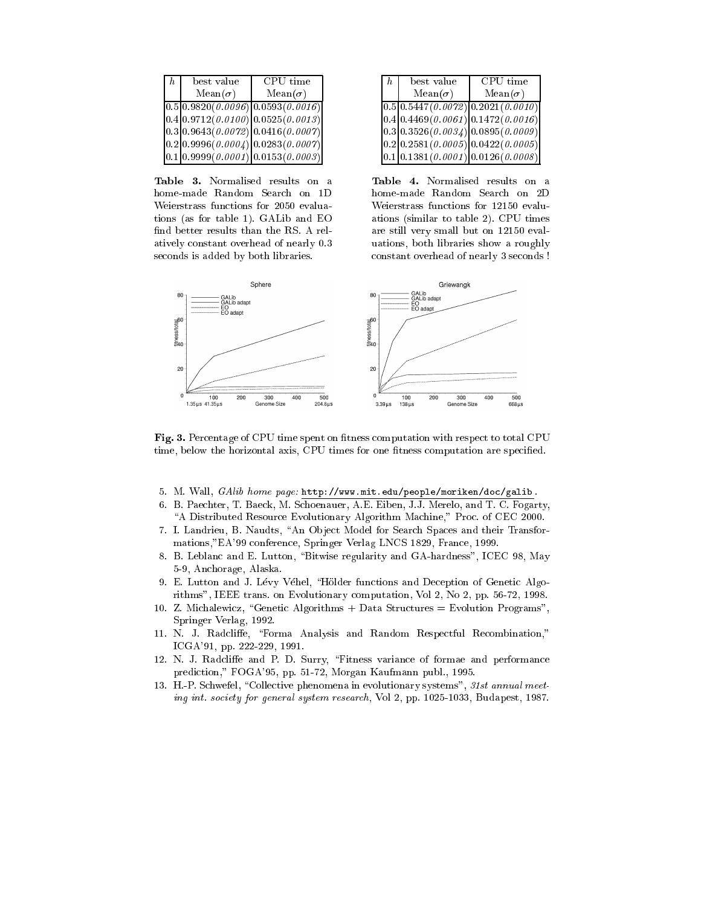| $h$ | best value Mean($\sigma$) | CPU time Mean($\sigma$) |
|---|---|---|
| 0.5 | 0.9820(*0.0096*) | 0.0593(*0.0016*) |
| 0.4 | 0.9712(*0.0100*) | 0.0525(*0.0013*) |
| 0.3 | 0.9643(*0.0072*) | 0.0416(*0.0007*) |
| 0.2 | 0.9996(*0.0004*) | 0.0283(*0.0007*) |
| 0.1 | 0.9999(*0.0001*) | 0.0153(*0.0003*) |

**Table 3.** Normalised results on a home-made Random Search on 1D Weierstrass functions for 2050 evaluations (as for table 1). GALib and EO find better results than the RS. A relatively constant overhead of nearly 0.3 seconds is added by both libraries.

| $h$ | best value Mean($\sigma$) | CPU time Mean($\sigma$) |
|---|---|---|
| 0.5 | 0.5447(*0.0072*) | 0.2021(*0.0010*) |
| 0.4 | 0.4469(*0.0061*) | 0.1472(*0.0016*) |
| 0.3 | 0.3526(*0.0034*) | 0.0895(*0.0009*) |
| 0.2 | 0.2581(*0.0005*) | 0.0422(*0.0005*) |
| 0.1 | 0.1381(*0.0001*) | 0.0126(*0.0008*) |

**Table 4.** Normalised results on a home-made Random Search on 2D Weierstrass functions for 12150 evaluations (similar to table 2). CPU times are still very small but on 12150 evaluations, both libraries show a roughly constant overhead of nearly 3 seconds !

**Fig. 3.** Percentage of CPU time spent on fitness computation with respect to total CPU time, below the horizontal axis, CPU times for one fitness computation are specified.

5. M. Wall, *GAlib home page:* `http://www.mit.edu/people/moriken/doc/galib`.
6. B. Paechter, T. Baeck, M. Schoenauer, A.E. Eiben, J.J. Merelo, and T. C. Fogarty, "A Distributed Resource Evolutionary Algorithm Machine," Proc. of CEC 2000.
7. I. Landrieu, B. Naudts, "An Object Model for Search Spaces and their Transformations,"EA'99 conference, Springer Verlag LNCS 1829, France, 1999.
8. B. Leblanc and E. Lutton, "Bitwise regularity and GA-hardness", ICEC 98, May 5-9, Anchorage, Alaska.
9. E. Lutton and J. Lévy Véhel, "Hölder functions and Deception of Genetic Algorithms", IEEE trans. on Evolutionary computation, Vol 2, No 2, pp. 56-72, 1998.
10. Z. Michalewicz, "Genetic Algorithms + Data Structures = Evolution Programs", Springer Verlag, 1992.
11. N. J. Radcliffe, "Forma Analysis and Random Respectful Recombination," ICGA'91, pp. 222-229, 1991.
12. N. J. Radcliffe and P. D. Surry, "Fitness variance of formae and performance prediction," FOGA'95, pp. 51-72, Morgan Kaufmann publ., 1995.
13. H.-P. Schwefel, "Collective phenomena in evolutionary systems", *31st annual meeting int. society for general system research*, Vol 2, pp. 1025-1033, Budapest, 1987.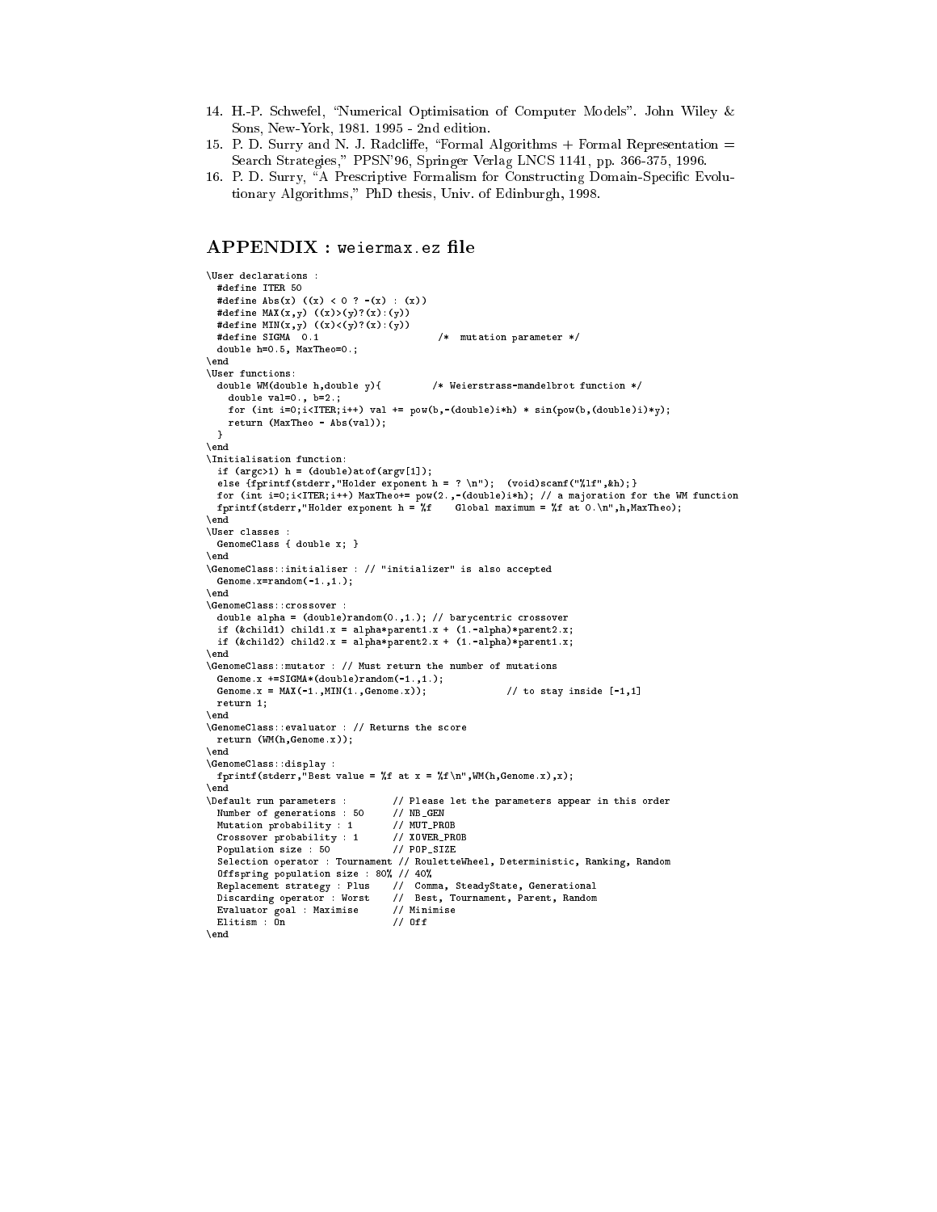14. H.-P. Schwefel, "Numerical Optimisation of Computer Models". John Wiley & Sons, New-York, 1981. 1995 - 2nd edition.
15. P. D. Surry and N. J. Radcliffe, "Formal Algorithms + Formal Representation = Search Strategies," PPSN'96, Springer Verlag LNCS 1141, pp. 366-375, 1996.
16. P. D. Surry, "A Prescriptive Formalism for Constructing Domain-Specific Evolutionary Algorithms," PhD thesis, Univ. of Edinburgh, 1998.

## APPENDIX : `weiermax.ez` file

```
\User declarations :
  #define ITER 50
  #define Abs(x) ((x) < 0 ? -(x) : (x))
  #define MAX(x,y) ((x)>(y)?(x):(y))
  #define MIN(x,y) ((x)<(y)?(x):(y))
  #define SIGMA  0.1                    /*  mutation parameter */
  double h=0.5, MaxTheo=0.;
\end
\User functions:
  double WM(double h,double y){         /* Weierstrass-mandelbrot function */
    double val=0., b=2.;
    for (int i=0;i<ITER;i++) val += pow(b,-(double)i*h) * sin(pow(b,(double)i)*y);
    return (MaxTheo - Abs(val));
  }
\end
\Initialisation function:
  if (argc>1) h = (double)atof(argv[1]);
  else {fprintf(stderr,"Holder exponent h = ? \n");  (void)scanf("%lf",&h);}
  for (int i=0;i<ITER;i++) MaxTheo+= pow(2.,-(double)i*h); // a majoration for the WM function
  fprintf(stderr,"Holder exponent h = %f    Global maximum = %f at 0.\n",h,MaxTheo);
\end
\User classes :
  GenomeClass { double x; }
\end
\GenomeClass::initialiser : // "initializer" is also accepted
  Genome.x=random(-1.,1.);
\end
\GenomeClass::crossover :
  double alpha = (double)random(0.,1.); // barycentric crossover
  if (&child1) child1.x = alpha*parent1.x + (1.-alpha)*parent2.x;
  if (&child2) child2.x = alpha*parent2.x + (1.-alpha)*parent1.x;
\end
\GenomeClass::mutator : // Must return the number of mutations
  Genome.x +=SIGMA*(double)random(-1.,1.);
  Genome.x = MAX(-1.,MIN(1.,Genome.x));              // to stay inside [-1,1]
  return 1;
\end
\GenomeClass::evaluator : // Returns the score
  return (WM(h,Genome.x));
\end
\GenomeClass::display :
  fprintf(stderr,"Best value = %f at x = %f\n",WM(h,Genome.x),x);
\end
\Default run parameters :        // Please let the parameters appear in this order
  Number of generations : 50     // NB_GEN
  Mutation probability : 1       // MUT_PROB
  Crossover probability : 1      // XOVER_PROB
  Population size : 50           // POP_SIZE
  Selection operator : Tournament // RouletteWheel, Deterministic, Ranking, Random
  Offspring population size : 80% // 40%
  Replacement strategy : Plus    //  Comma, SteadyState, Generational
  Discarding operator : Worst    //  Best, Tournament, Parent, Random
  Evaluator goal : Maximise      // Minimise
  Elitism : On                   // Off
\end
```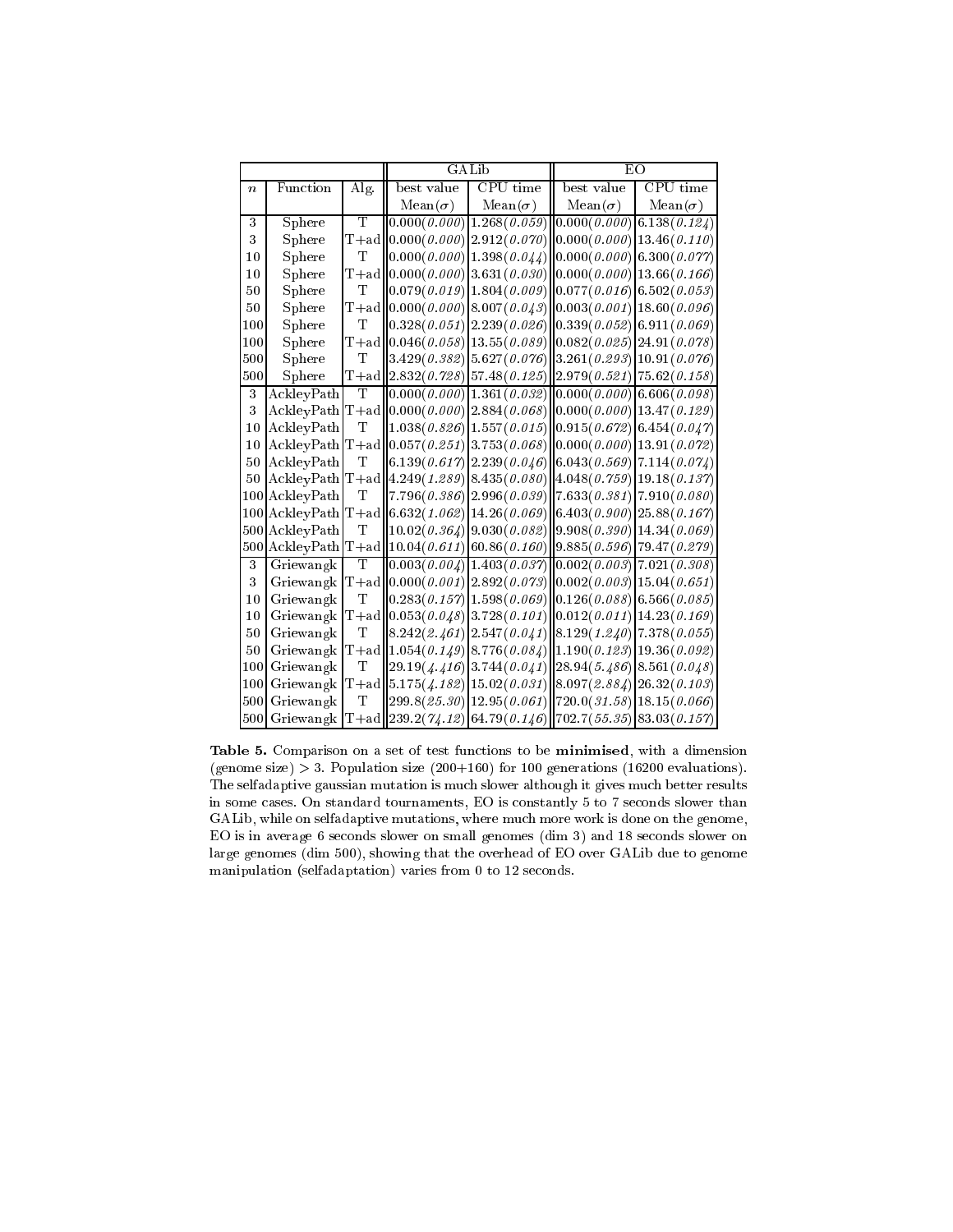| | | | GALib | | EO | |
|---|---|---|---|---|---|---|
| $n$ | Function | Alg. | best value | CPU time | best value | CPU time |
| | | | Mean($\sigma$) | Mean($\sigma$) | Mean($\sigma$) | Mean($\sigma$) |
| 3 | Sphere | T | 0.000(*0.000*) | 1.268(*0.059*) | 0.000(*0.000*) | 6.138(*0.124*) |
| 3 | Sphere | T+ad | 0.000(*0.000*) | 2.912(*0.070*) | 0.000(*0.000*) | 13.46(*0.110*) |
| 10 | Sphere | T | 0.000(*0.000*) | 1.398(*0.044*) | 0.000(*0.000*) | 6.300(*0.077*) |
| 10 | Sphere | T+ad | 0.000(*0.000*) | 3.631(*0.030*) | 0.000(*0.000*) | 13.66(*0.166*) |
| 50 | Sphere | T | 0.079(*0.019*) | 1.804(*0.009*) | 0.077(*0.016*) | 6.502(*0.053*) |
| 50 | Sphere | T+ad | 0.000(*0.000*) | 8.007(*0.043*) | 0.003(*0.001*) | 18.60(*0.096*) |
| 100 | Sphere | T | 0.328(*0.051*) | 2.239(*0.026*) | 0.339(*0.052*) | 6.911(*0.069*) |
| 100 | Sphere | T+ad | 0.046(*0.058*) | 13.55(*0.089*) | 0.082(*0.025*) | 24.91(*0.078*) |
| 500 | Sphere | T | 3.429(*0.382*) | 5.627(*0.076*) | 3.261(*0.293*) | 10.91(*0.076*) |
| 500 | Sphere | T+ad | 2.832(*0.728*) | 57.48(*0.125*) | 2.979(*0.521*) | 75.62(*0.158*) |
| 3 | AckleyPath | T | 0.000(*0.000*) | 1.361(*0.032*) | 0.000(*0.000*) | 6.606(*0.098*) |
| 3 | AckleyPath | T+ad | 0.000(*0.000*) | 2.884(*0.068*) | 0.000(*0.000*) | 13.47(*0.129*) |
| 10 | AckleyPath | T | 1.038(*0.826*) | 1.557(*0.015*) | 0.915(*0.672*) | 6.454(*0.047*) |
| 10 | AckleyPath | T+ad | 0.057(*0.251*) | 3.753(*0.068*) | 0.000(*0.000*) | 13.91(*0.072*) |
| 50 | AckleyPath | T | 6.139(*0.617*) | 2.239(*0.046*) | 6.043(*0.569*) | 7.114(*0.074*) |
| 50 | AckleyPath | T+ad | 4.249(*1.289*) | 8.435(*0.080*) | 4.048(*0.759*) | 19.18(*0.137*) |
| 100 | AckleyPath | T | 7.796(*0.386*) | 2.996(*0.039*) | 7.633(*0.381*) | 7.910(*0.080*) |
| 100 | AckleyPath | T+ad | 6.632(*1.062*) | 14.26(*0.069*) | 6.403(*0.900*) | 25.88(*0.167*) |
| 500 | AckleyPath | T | 10.02(*0.364*) | 9.030(*0.082*) | 9.908(*0.390*) | 14.34(*0.069*) |
| 500 | AckleyPath | T+ad | 10.04(*0.611*) | 60.86(*0.160*) | 9.885(*0.596*) | 79.47(*0.279*) |
| 3 | Griewangk | T | 0.003(*0.004*) | 1.403(*0.037*) | 0.002(*0.003*) | 7.021(*0.308*) |
| 3 | Griewangk | T+ad | 0.000(*0.001*) | 2.892(*0.073*) | 0.002(*0.003*) | 15.04(*0.651*) |
| 10 | Griewangk | T | 0.283(*0.157*) | 1.598(*0.069*) | 0.126(*0.088*) | 6.566(*0.085*) |
| 10 | Griewangk | T+ad | 0.053(*0.048*) | 3.728(*0.101*) | 0.012(*0.011*) | 14.23(*0.169*) |
| 50 | Griewangk | T | 8.242(*2.461*) | 2.547(*0.041*) | 8.129(*1.240*) | 7.378(*0.055*) |
| 50 | Griewangk | T+ad | 1.054(*0.149*) | 8.776(*0.084*) | 1.190(*0.123*) | 19.36(*0.092*) |
| 100 | Griewangk | T | 29.19(*4.416*) | 3.744(*0.041*) | 28.94(*5.486*) | 8.561(*0.048*) |
| 100 | Griewangk | T+ad | 5.175(*4.182*) | 15.02(*0.031*) | 8.097(*2.884*) | 26.32(*0.103*) |
| 500 | Griewangk | T | 299.8(*25.30*) | 12.95(*0.061*) | 720.0(*31.58*) | 18.15(*0.066*) |
| 500 | Griewangk | T+ad | 239.2(*74.12*) | 64.79(*0.146*) | 702.7(*55.35*) | 83.03(*0.157*) |

**Table 5.** Comparison on a set of test functions to be **minimised**, with a dimension (genome size) > 3. Population size (200+160) for 100 generations (16200 evaluations). The selfadaptive gaussian mutation is much slower although it gives much better results in some cases. On standard tournaments, EO is constantly 5 to 7 seconds slower than GALib, while on selfadaptive mutations, where much more work is done on the genome, EO is in average 6 seconds slower on small genomes (dim 3) and 18 seconds slower on large genomes (dim 500), showing that the overhead of EO over GALib due to genome manipulation (selfadaptation) varies from 0 to 12 seconds.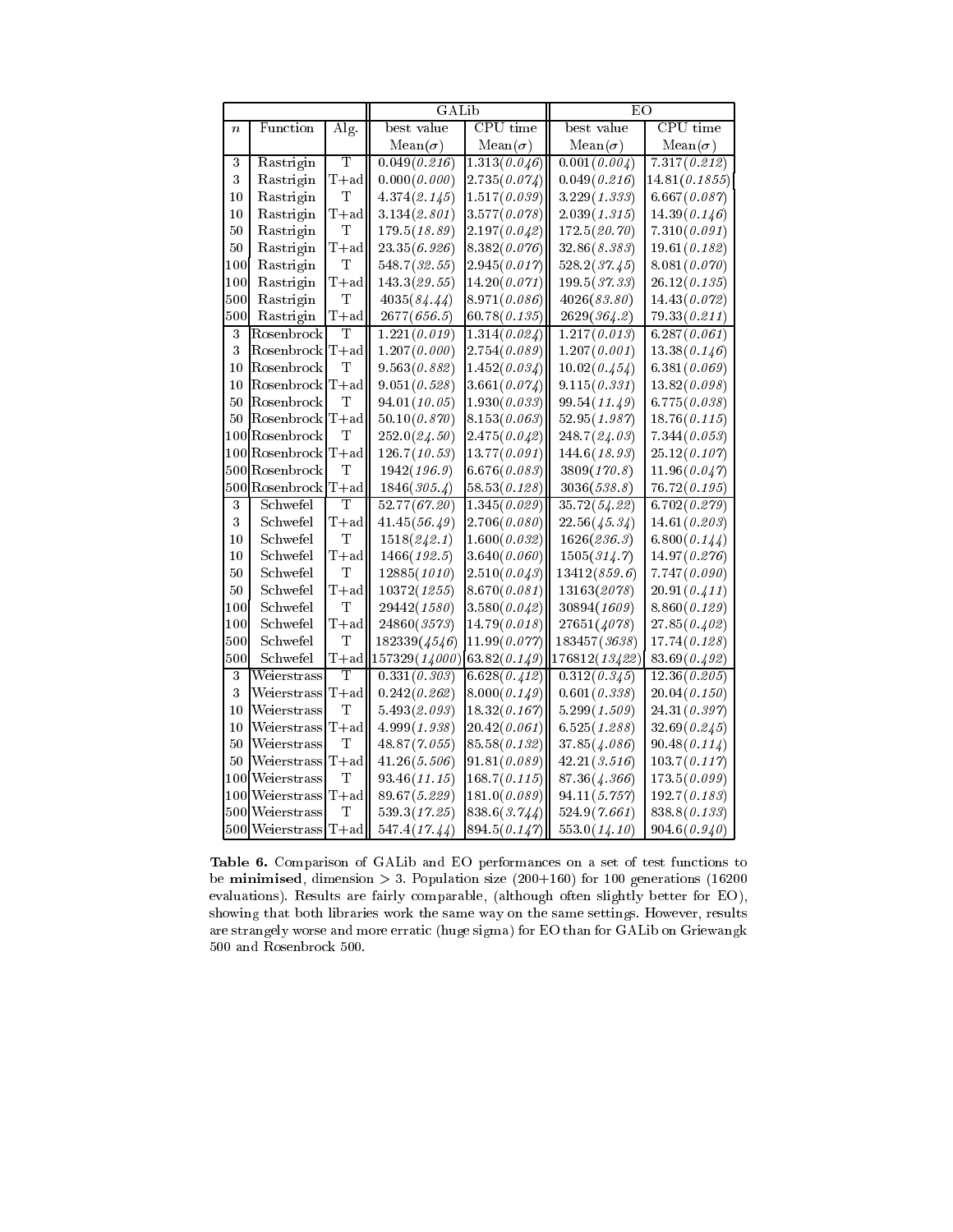| | | | GALib | | EO | |
|---|---|---|---|---|---|---|
| $n$ | Function | Alg. | best value | CPU time | best value | CPU time |
| | | | Mean($\sigma$) | Mean($\sigma$) | Mean($\sigma$) | Mean($\sigma$) |
| 3 | Rastrigin | T | 0.049(*0.216*) | 1.313(*0.046*) | 0.001(*0.004*) | 7.317(*0.212*) |
| 3 | Rastrigin | T+ad | 0.000(*0.000*) | 2.735(*0.074*) | 0.049(*0.216*) | 14.81(*0.1855*) |
| 10 | Rastrigin | T | 4.374(*2.145*) | 1.517(*0.039*) | 3.229(*1.333*) | 6.667(*0.087*) |
| 10 | Rastrigin | T+ad | 3.134(*2.801*) | 3.577(*0.078*) | 2.039(*1.315*) | 14.39(*0.146*) |
| 50 | Rastrigin | T | 179.5(*18.89*) | 2.197(*0.042*) | 172.5(*20.70*) | 7.310(*0.091*) |
| 50 | Rastrigin | T+ad | 23.35(*6.926*) | 8.382(*0.076*) | 32.86(*8.383*) | 19.61(*0.182*) |
| 100 | Rastrigin | T | 548.7(*32.55*) | 2.945(*0.017*) | 528.2(*37.45*) | 8.081(*0.070*) |
| 100 | Rastrigin | T+ad | 143.3(*29.55*) | 14.20(*0.071*) | 199.5(*37.33*) | 26.12(*0.135*) |
| 500 | Rastrigin | T | 4035(*84.44*) | 8.971(*0.086*) | 4026(*83.80*) | 14.43(*0.072*) |
| 500 | Rastrigin | T+ad | 2677(*656.5*) | 60.78(*0.135*) | 2629(*364.2*) | 79.33(*0.211*) |
| 3 | Rosenbrock | T | 1.221(*0.019*) | 1.314(*0.024*) | 1.217(*0.013*) | 6.287(*0.061*) |
| 3 | Rosenbrock | T+ad | 1.207(*0.000*) | 2.754(*0.089*) | 1.207(*0.001*) | 13.38(*0.146*) |
| 10 | Rosenbrock | T | 9.563(*0.882*) | 1.452(*0.034*) | 10.02(*0.454*) | 6.381(*0.069*) |
| 10 | Rosenbrock | T+ad | 9.051(*0.528*) | 3.661(*0.074*) | 9.115(*0.331*) | 13.82(*0.098*) |
| 50 | Rosenbrock | T | 94.01(*10.05*) | 1.930(*0.033*) | 99.54(*11.49*) | 6.775(*0.038*) |
| 50 | Rosenbrock | T+ad | 50.10(*0.870*) | 8.153(*0.063*) | 52.95(*1.987*) | 18.76(*0.115*) |
| 100 | Rosenbrock | T | 252.0(*24.50*) | 2.475(*0.042*) | 248.7(*24.03*) | 7.344(*0.053*) |
| 100 | Rosenbrock | T+ad | 126.7(*10.53*) | 13.77(*0.091*) | 144.6(*18.93*) | 25.12(*0.107*) |
| 500 | Rosenbrock | T | 1942(*196.9*) | 6.676(*0.083*) | 3809(*170.8*) | 11.96(*0.047*) |
| 500 | Rosenbrock | T+ad | 1846(*305.4*) | 58.53(*0.128*) | 3036(*538.8*) | 76.72(*0.195*) |
| 3 | Schwefel | T | 52.77(*67.20*) | 1.345(*0.029*) | 35.72(*54.22*) | 6.702(*0.279*) |
| 3 | Schwefel | T+ad | 41.45(*56.49*) | 2.706(*0.080*) | 22.56(*45.34*) | 14.61(*0.203*) |
| 10 | Schwefel | T | 1518(*242.1*) | 1.600(*0.032*) | 1626(*236.3*) | 6.800(*0.144*) |
| 10 | Schwefel | T+ad | 1466(*192.5*) | 3.640(*0.060*) | 1505(*314.7*) | 14.97(*0.276*) |
| 50 | Schwefel | T | 12885(*1010*) | 2.510(*0.043*) | 13412(*859.6*) | 7.747(*0.090*) |
| 50 | Schwefel | T+ad | 10372(*1255*) | 8.670(*0.081*) | 13163(*2078*) | 20.91(*0.411*) |
| 100 | Schwefel | T | 29442(*1580*) | 3.580(*0.042*) | 30894(*1609*) | 8.860(*0.129*) |
| 100 | Schwefel | T+ad | 24860(*3573*) | 14.79(*0.018*) | 27651(*4078*) | 27.85(*0.402*) |
| 500 | Schwefel | T | 182339(*4546*) | 11.99(*0.077*) | 183457(*3638*) | 17.74(*0.128*) |
| 500 | Schwefel | T+ad | 157329(*14000*) | 63.82(*0.149*) | 176812(*13422*) | 83.69(*0.492*) |
| 3 | Weierstrass | T | 0.331(*0.303*) | 6.628(*0.412*) | 0.312(*0.345*) | 12.36(*0.205*) |
| 3 | Weierstrass | T+ad | 0.242(*0.262*) | 8.000(*0.149*) | 0.601(*0.338*) | 20.04(*0.150*) |
| 10 | Weierstrass | T | 5.493(*2.093*) | 18.32(*0.167*) | 5.299(*1.509*) | 24.31(*0.397*) |
| 10 | Weierstrass | T+ad | 4.999(*1.938*) | 20.42(*0.061*) | 6.525(*1.288*) | 32.69(*0.245*) |
| 50 | Weierstrass | T | 48.87(*7.055*) | 85.58(*0.132*) | 37.85(*4.086*) | 90.48(*0.114*) |
| 50 | Weierstrass | T+ad | 41.26(*5.506*) | 91.81(*0.089*) | 42.21(*3.516*) | 103.7(*0.117*) |
| 100 | Weierstrass | T | 93.46(*11.15*) | 168.7(*0.115*) | 87.36(*4.366*) | 173.5(*0.099*) |
| 100 | Weierstrass | T+ad | 89.67(*5.229*) | 181.0(*0.089*) | 94.11(*5.757*) | 192.7(*0.183*) |
| 500 | Weierstrass | T | 539.3(*17.25*) | 838.6(*3.744*) | 524.9(*7.661*) | 838.8(*0.133*) |
| 500 | Weierstrass | T+ad | 547.4(*17.44*) | 894.5(*0.147*) | 553.0(*14.10*) | 904.6(*0.940*) |

**Table 6.** Comparison of GALib and EO performances on a set of test functions to be **minimised**, dimension > 3. Population size (200+160) for 100 generations (16200 evaluations). Results are fairly comparable, (although often slightly better for EO), showing that both libraries work the same way on the same settings. However, results are strangely worse and more erratic (huge sigma) for EO than for GALib on Griewangk 500 and Rosenbrock 500.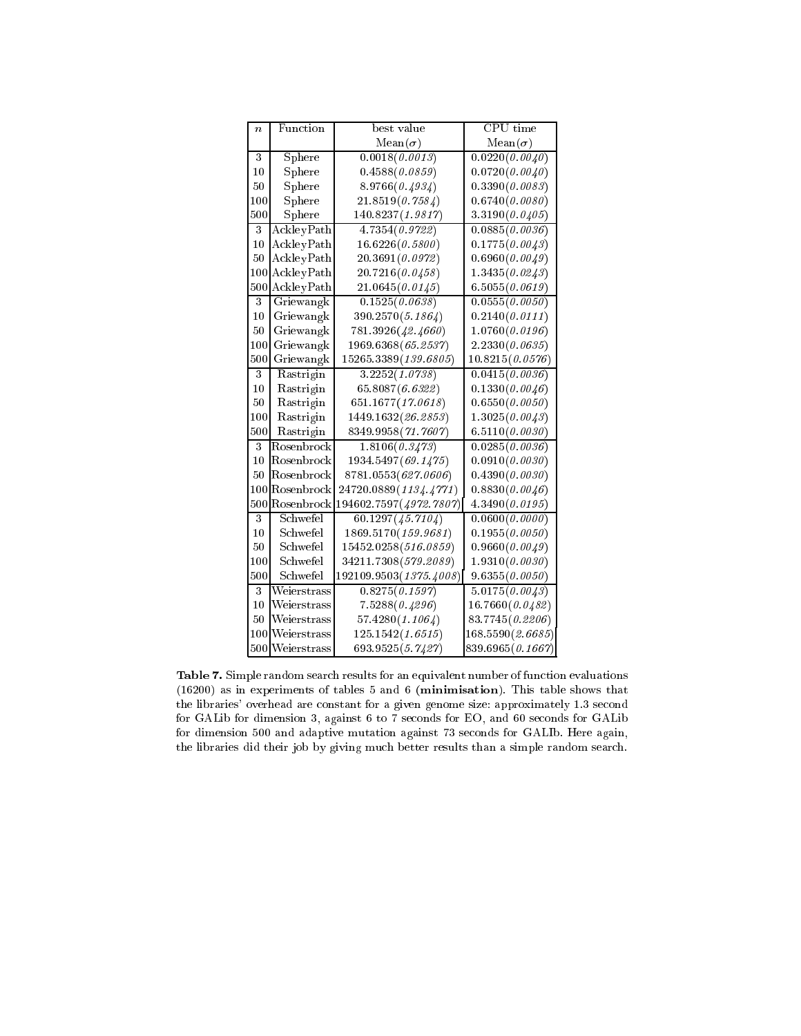| $n$ | Function | best value Mean($\sigma$) | CPU time Mean($\sigma$) |
|---|---|---|---|
| 3 | Sphere | 0.0018(*0.0013*) | 0.0220(*0.0040*) |
| 10 | Sphere | 0.4588(*0.0859*) | 0.0720(*0.0040*) |
| 50 | Sphere | 8.9766(*0.4934*) | 0.3390(*0.0083*) |
| 100 | Sphere | 21.8519(*0.7584*) | 0.6740(*0.0080*) |
| 500 | Sphere | 140.8237(*1.9817*) | 3.3190(*0.0405*) |
| 3 | AckleyPath | 4.7354(*0.9722*) | 0.0885(*0.0036*) |
| 10 | AckleyPath | 16.6226(*0.5800*) | 0.1775(*0.0043*) |
| 50 | AckleyPath | 20.3691(*0.0972*) | 0.6960(*0.0049*) |
| 100 | AckleyPath | 20.7216(*0.0458*) | 1.3435(*0.0243*) |
| 500 | AckleyPath | 21.0645(*0.0145*) | 6.5055(*0.0619*) |
| 3 | Griewangk | 0.1525(*0.0638*) | 0.0555(*0.0050*) |
| 10 | Griewangk | 390.2570(*5.1864*) | 0.2140(*0.0111*) |
| 50 | Griewangk | 781.3926(*42.4660*) | 1.0760(*0.0196*) |
| 100 | Griewangk | 1969.6368(*65.2537*) | 2.2330(*0.0635*) |
| 500 | Griewangk | 15265.3389(*139.6805*) | 10.8215(*0.0576*) |
| 3 | Rastrigin | 3.2252(*1.0738*) | 0.0415(*0.0036*) |
| 10 | Rastrigin | 65.8087(*6.6322*) | 0.1330(*0.0046*) |
| 50 | Rastrigin | 651.1677(*17.0618*) | 0.6550(*0.0050*) |
| 100 | Rastrigin | 1449.1632(*26.2853*) | 1.3025(*0.0043*) |
| 500 | Rastrigin | 8349.9958(*71.7607*) | 6.5110(*0.0030*) |
| 3 | Rosenbrock | 1.8106(*0.3473*) | 0.0285(*0.0036*) |
| 10 | Rosenbrock | 1934.5497(*69.1475*) | 0.0910(*0.0030*) |
| 50 | Rosenbrock | 8781.0553(*627.0606*) | 0.4390(*0.0030*) |
| 100 | Rosenbrock | 24720.0889(*1134.4771*) | 0.8830(*0.0046*) |
| 500 | Rosenbrock | 194602.7597(*4972.7807*) | 4.3490(*0.0195*) |
| 3 | Schwefel | 60.1297(*45.7104*) | 0.0600(*0.0000*) |
| 10 | Schwefel | 1869.5170(*159.9681*) | 0.1955(*0.0050*) |
| 50 | Schwefel | 15452.0258(*516.0859*) | 0.9660(*0.0049*) |
| 100 | Schwefel | 34211.7308(*579.2089*) | 1.9310(*0.0030*) |
| 500 | Schwefel | 192109.9503(*1375.4008*) | 9.6355(*0.0050*) |
| 3 | Weierstrass | 0.8275(*0.1597*) | 5.0175(*0.0043*) |
| 10 | Weierstrass | 7.5288(*0.4296*) | 16.7660(*0.0482*) |
| 50 | Weierstrass | 57.4280(*1.1064*) | 83.7745(*0.2206*) |
| 100 | Weierstrass | 125.1542(*1.6515*) | 168.5590(*2.6685*) |
| 500 | Weierstrass | 693.9525(*5.7427*) | 839.6965(*0.1667*) |

**Table 7.** Simple random search results for an equivalent number of function evaluations (16200) as in experiments of tables 5 and 6 (**minimisation**). This table shows that the libraries' overhead are constant for a given genome size: approximately 1.3 second for GALib for dimension 3, against 6 to 7 seconds for EO, and 60 seconds for GALib for dimension 500 and adaptive mutation against 73 seconds for GALIb. Here again, the libraries did their job by giving much better results than a simple random search.